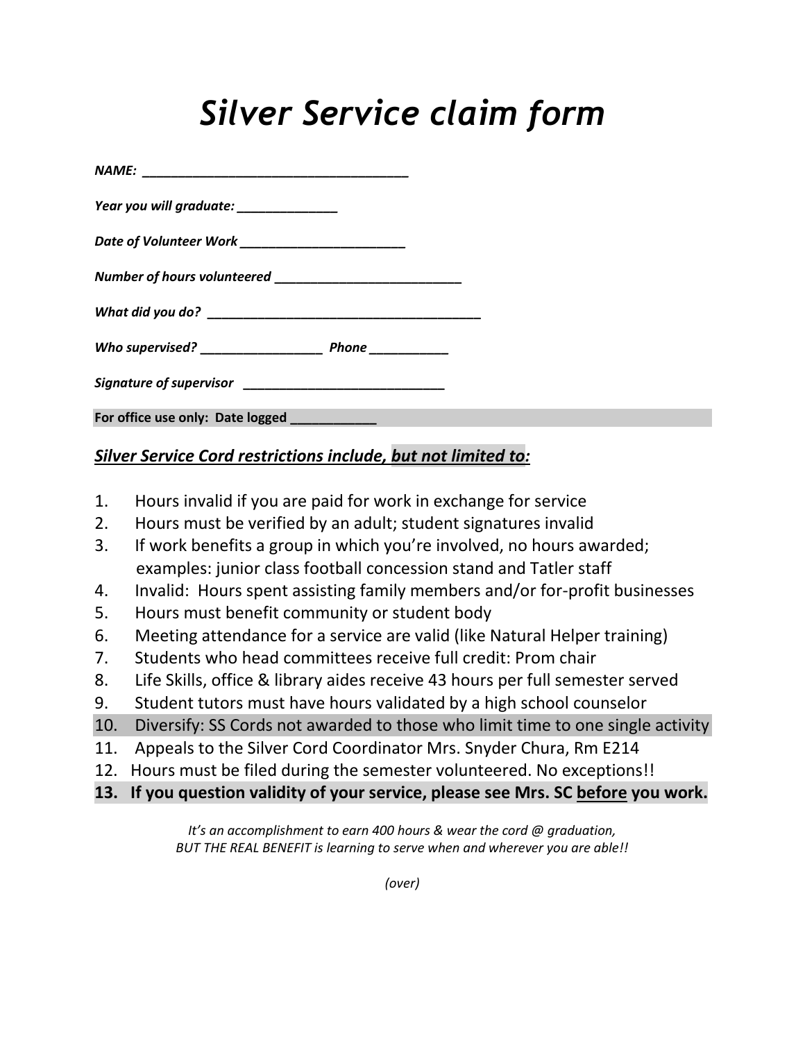# *Silver Service claim form*

***NAME:*** ____________________________________

***Year you will graduate:*** ______________

***Date of Volunteer Work*** _______________________

***Number of hours volunteered*** __________________________

***What did you do?*** ______________________________________

***Who supervised?*** _________________ ***Phone*** ___________

***Signature of supervisor*** ____________________________

**For office use only: Date logged** ____________

***<u>Silver Service Cord restrictions include, but not limited to:</u>***

1. Hours invalid if you are paid for work in exchange for service
2. Hours must be verified by an adult; student signatures invalid
3. If work benefits a group in which you're involved, no hours awarded; examples: junior class football concession stand and Tatler staff
4. Invalid: Hours spent assisting family members and/or for-profit businesses
5. Hours must benefit community or student body
6. Meeting attendance for a service are valid (like Natural Helper training)
7. Students who head committees receive full credit: Prom chair
8. Life Skills, office & library aides receive 43 hours per full semester served
9. Student tutors must have hours validated by a high school counselor
10. Diversify: SS Cords not awarded to those who limit time to one single activity
11. Appeals to the Silver Cord Coordinator Mrs. Snyder Chura, Rm E214
12. Hours must be filed during the semester volunteered. No exceptions!!
13. **If you question validity of your service, please see Mrs. SC <u>before</u> you work.**

*It's an accomplishment to earn 400 hours & wear the cord @ graduation,*
*BUT THE REAL BENEFIT is learning to serve when and wherever you are able!!*

*(over)*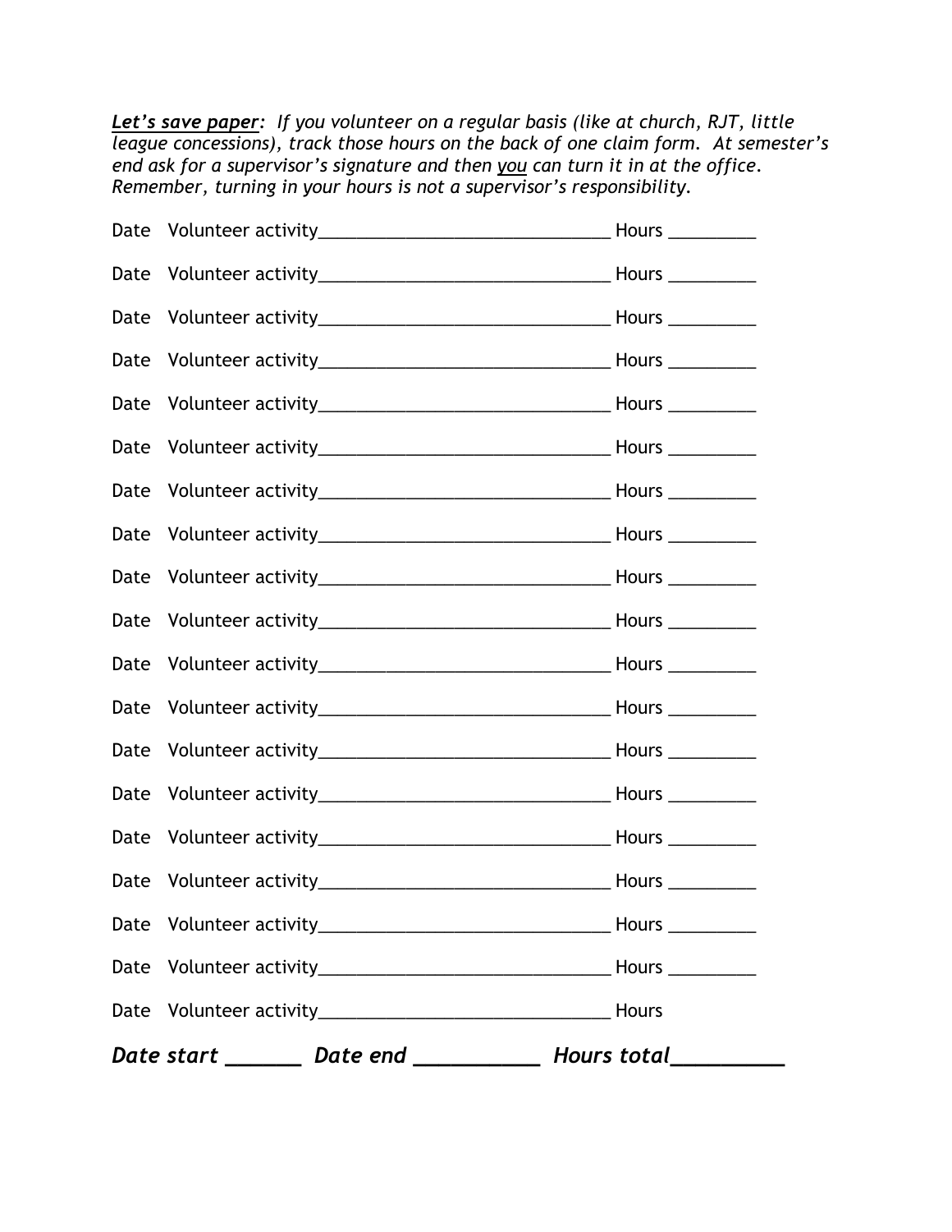***<u>Let's save paper</u>:*** *If you volunteer on a regular basis (like at church, RJT, little league concessions), track those hours on the back of one claim form. At semester's end ask for a supervisor's signature and then <u>you</u> can turn it in at the office. Remember, turning in your hours is not a supervisor's responsibility.*

Date Volunteer activity_______________________________ Hours _________

Date Volunteer activity_______________________________ Hours _________

Date Volunteer activity_______________________________ Hours _________

Date Volunteer activity_______________________________ Hours _________

Date Volunteer activity_______________________________ Hours _________

Date Volunteer activity_______________________________ Hours _________

Date Volunteer activity_______________________________ Hours _________

Date Volunteer activity_______________________________ Hours _________

Date Volunteer activity_______________________________ Hours _________

Date Volunteer activity_______________________________ Hours _________

Date Volunteer activity_______________________________ Hours _________

Date Volunteer activity_______________________________ Hours _________

Date Volunteer activity_______________________________ Hours _________

Date Volunteer activity_______________________________ Hours _________

Date Volunteer activity_______________________________ Hours _________

Date Volunteer activity_______________________________ Hours _________

Date Volunteer activity_______________________________ Hours _________

Date Volunteer activity_______________________________ Hours _________

Date Volunteer activity_______________________________ Hours

***Date start _______ Date end ___________ Hours total__________***